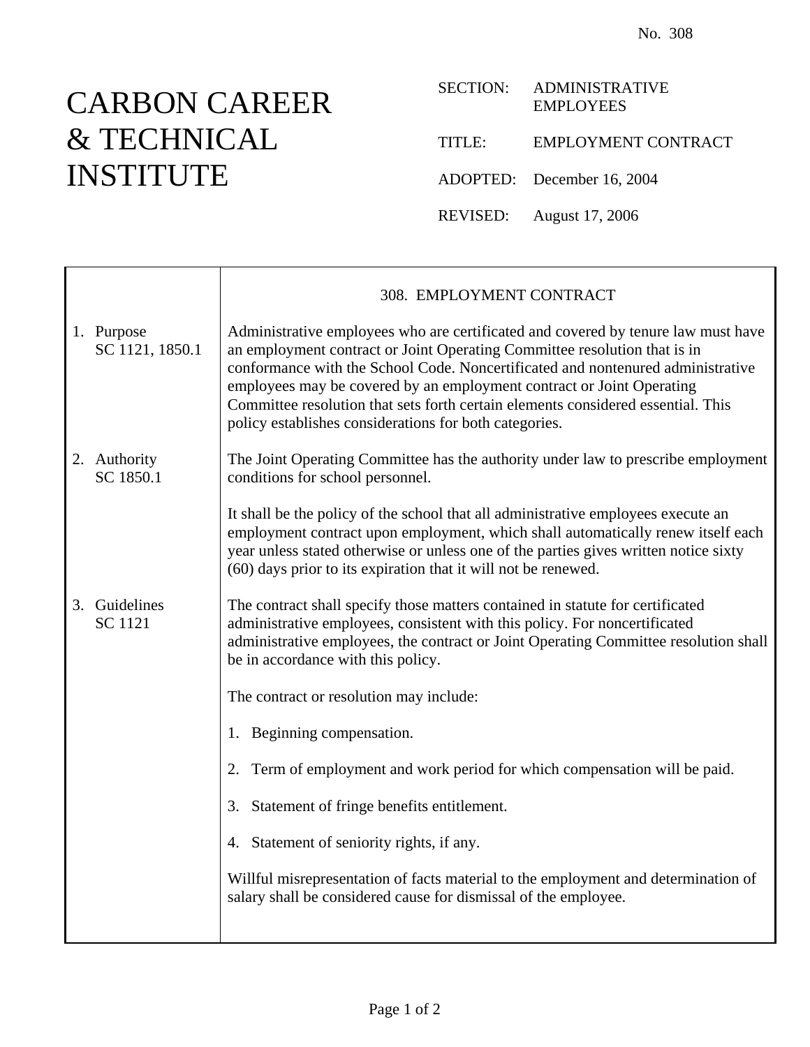No. 308

# CARBON CAREER & TECHNICAL INSTITUTE

SECTION: ADMINISTRATIVE EMPLOYEES

TITLE: EMPLOYMENT CONTRACT

ADOPTED: December 16, 2004

REVISED: August 17, 2006

## 308. EMPLOYMENT CONTRACT

**1. Purpose**
SC 1121, 1850.1

Administrative employees who are certificated and covered by tenure law must have an employment contract or Joint Operating Committee resolution that is in conformance with the School Code. Noncertificated and nontenured administrative employees may be covered by an employment contract or Joint Operating Committee resolution that sets forth certain elements considered essential. This policy establishes considerations for both categories.

**2. Authority**
SC 1850.1

The Joint Operating Committee has the authority under law to prescribe employment conditions for school personnel.

It shall be the policy of the school that all administrative employees execute an employment contract upon employment, which shall automatically renew itself each year unless stated otherwise or unless one of the parties gives written notice sixty (60) days prior to its expiration that it will not be renewed.

**3. Guidelines**
SC 1121

The contract shall specify those matters contained in statute for certificated administrative employees, consistent with this policy. For noncertificated administrative employees, the contract or Joint Operating Committee resolution shall be in accordance with this policy.

The contract or resolution may include:

1. Beginning compensation.

2. Term of employment and work period for which compensation will be paid.

3. Statement of fringe benefits entitlement.

4. Statement of seniority rights, if any.

Willful misrepresentation of facts material to the employment and determination of salary shall be considered cause for dismissal of the employee.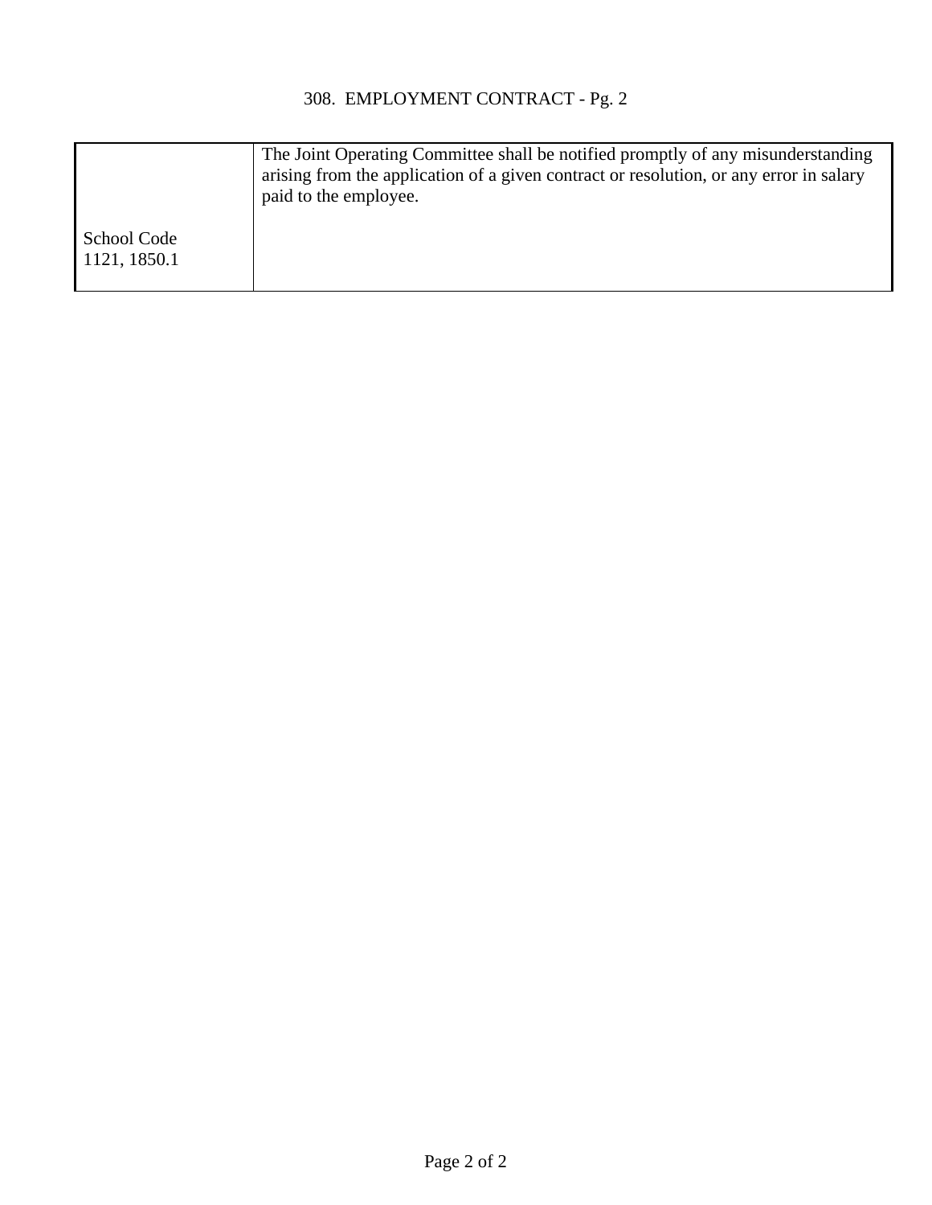| | |
|---|---|
| | The Joint Operating Committee shall be notified promptly of any misunderstanding arising from the application of a given contract or resolution, or any error in salary paid to the employee. |
| School Code 1121, 1850.1 | |